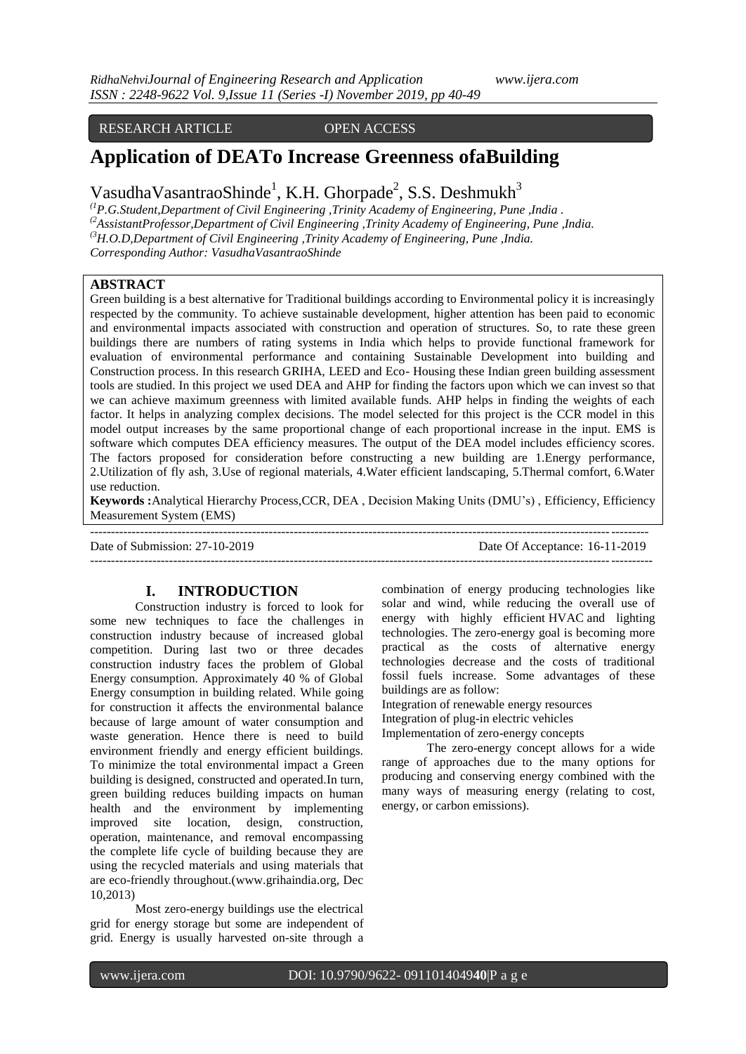RESEARCH ARTICLE OPEN ACCESS

# Application of DEATo Increase Greenness ofaBuilding

VasudhaVasantraoShinde[1], K.H. Ghorpade[2], S.S. Deshmukh[3]

[1] P.G.Student,Department of Civil Engineering ,Trinity Academy of Engineering, Pune ,India .
[2] AssistantProfessor,Department of Civil Engineering ,Trinity Academy of Engineering, Pune ,India.
[3] H.O.D,Department of Civil Engineering ,Trinity Academy of Engineering, Pune ,India.
*Corresponding Author: VasudhaVasantraoShinde*

## ABSTRACT

Green building is a best alternative for Traditional buildings according to Environmental policy it is increasingly respected by the community. To achieve sustainable development, higher attention has been paid to economic and environmental impacts associated with construction and operation of structures. So, to rate these green buildings there are numbers of rating systems in India which helps to provide functional framework for evaluation of environmental performance and containing Sustainable Development into building and Construction process. In this research GRIHA, LEED and Eco- Housing these Indian green building assessment tools are studied. In this project we used DEA and AHP for finding the factors upon which we can invest so that we can achieve maximum greenness with limited available funds. AHP helps in finding the weights of each factor. It helps in analyzing complex decisions. The model selected for this project is the CCR model in this model output increases by the same proportional change of each proportional increase in the input. EMS is software which computes DEA efficiency measures. The output of the DEA model includes efficiency scores. The factors proposed for consideration before constructing a new building are 1.Energy performance, 2.Utilization of fly ash, 3.Use of regional materials, 4.Water efficient landscaping, 5.Thermal comfort, 6.Water use reduction.

**Keywords :**Analytical Hierarchy Process,CCR, DEA , Decision Making Units (DMU's) , Efficiency, Efficiency Measurement System (EMS)

Date of Submission: 27-10-2019 Date Of Acceptance: 16-11-2019

## I. INTRODUCTION

Construction industry is forced to look for some new techniques to face the challenges in construction industry because of increased global competition. During last two or three decades construction industry faces the problem of Global Energy consumption. Approximately 40 % of Global Energy consumption in building related. While going for construction it affects the environmental balance because of large amount of water consumption and waste generation. Hence there is need to build environment friendly and energy efficient buildings. To minimize the total environmental impact a Green building is designed, constructed and operated.In turn, green building reduces building impacts on human health and the environment by implementing improved site location, design, construction, operation, maintenance, and removal encompassing the complete life cycle of building because they are using the recycled materials and using materials that are eco-friendly throughout.(www.grihaindia.org, Dec 10,2013)

Most zero-energy buildings use the electrical grid for energy storage but some are independent of grid. Energy is usually harvested on-site through a combination of energy producing technologies like solar and wind, while reducing the overall use of energy with highly efficient HVAC and lighting technologies. The zero-energy goal is becoming more practical as the costs of alternative energy technologies decrease and the costs of traditional fossil fuels increase. Some advantages of these buildings are as follow:

Integration of renewable energy resources
Integration of plug-in electric vehicles
Implementation of zero-energy concepts

The zero-energy concept allows for a wide range of approaches due to the many options for producing and conserving energy combined with the many ways of measuring energy (relating to cost, energy, or carbon emissions).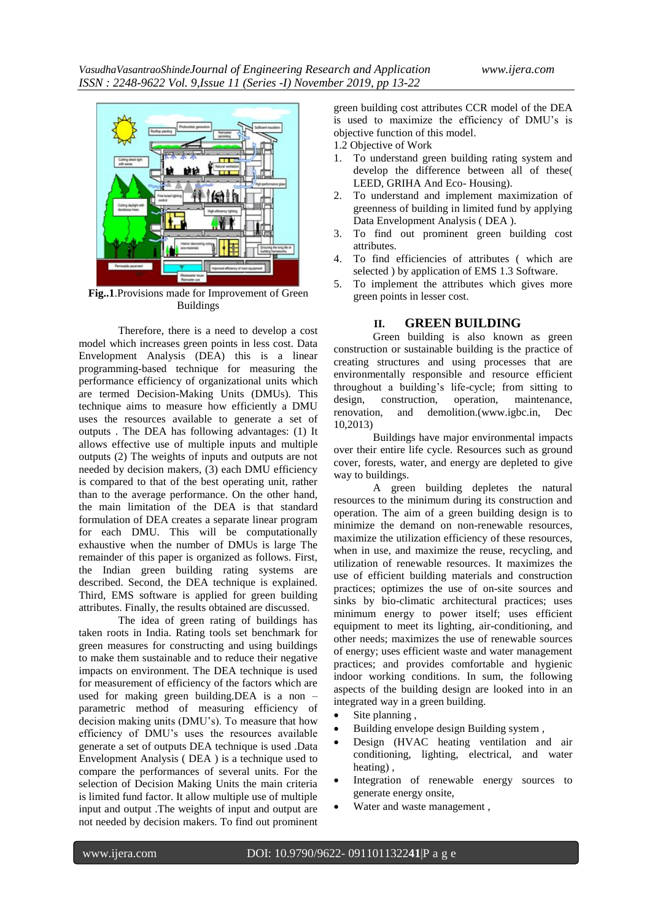**Fig..1**.Provisions made for Improvement of Green Buildings

Therefore, there is a need to develop a cost model which increases green points in less cost. Data Envelopment Analysis (DEA) this is a linear programming-based technique for measuring the performance efficiency of organizational units which are termed Decision-Making Units (DMUs). This technique aims to measure how efficiently a DMU uses the resources available to generate a set of outputs . The DEA has following advantages: (1) It allows effective use of multiple inputs and multiple outputs (2) The weights of inputs and outputs are not needed by decision makers, (3) each DMU efficiency is compared to that of the best operating unit, rather than to the average performance. On the other hand, the main limitation of the DEA is that standard formulation of DEA creates a separate linear program for each DMU. This will be computationally exhaustive when the number of DMUs is large The remainder of this paper is organized as follows. First, the Indian green building rating systems are described. Second, the DEA technique is explained. Third, EMS software is applied for green building attributes. Finally, the results obtained are discussed.

The idea of green rating of buildings has taken roots in India. Rating tools set benchmark for green measures for constructing and using buildings to make them sustainable and to reduce their negative impacts on environment. The DEA technique is used for measurement of efficiency of the factors which are used for making green building.DEA is a non – parametric method of measuring efficiency of decision making units (DMU's). To measure that how efficiency of DMU's uses the resources available generate a set of outputs DEA technique is used .Data Envelopment Analysis ( DEA ) is a technique used to compare the performances of several units. For the selection of Decision Making Units the main criteria is limited fund factor. It allow multiple use of multiple input and output .The weights of input and output are not needed by decision makers. To find out prominent green building cost attributes CCR model of the DEA is used to maximize the efficiency of DMU's is objective function of this model.

1.2 Objective of Work

1. To understand green building rating system and develop the difference between all of these( LEED, GRIHA And Eco- Housing).
2. To understand and implement maximization of greenness of building in limited fund by applying Data Envelopment Analysis ( DEA ).
3. To find out prominent green building cost attributes.
4. To find efficiencies of attributes ( which are selected ) by application of EMS 1.3 Software.
5. To implement the attributes which gives more green points in lesser cost.

## II. GREEN BUILDING

Green building is also known as green construction or sustainable building is the practice of creating structures and using processes that are environmentally responsible and resource efficient throughout a building's life-cycle; from sitting to design, construction, operation, maintenance, renovation, and demolition.(www.igbc.in, Dec 10,2013)

Buildings have major environmental impacts over their entire life cycle. Resources such as ground cover, forests, water, and energy are depleted to give way to buildings.

A green building depletes the natural resources to the minimum during its construction and operation. The aim of a green building design is to minimize the demand on non-renewable resources, maximize the utilization efficiency of these resources, when in use, and maximize the reuse, recycling, and utilization of renewable resources. It maximizes the use of efficient building materials and construction practices; optimizes the use of on-site sources and sinks by bio-climatic architectural practices; uses minimum energy to power itself; uses efficient equipment to meet its lighting, air-conditioning, and other needs; maximizes the use of renewable sources of energy; uses efficient waste and water management practices; and provides comfortable and hygienic indoor working conditions. In sum, the following aspects of the building design are looked into in an integrated way in a green building.

- Site planning ,
- Building envelope design Building system ,
- Design (HVAC heating ventilation and air conditioning, lighting, electrical, and water heating) ,
- Integration of renewable energy sources to generate energy onsite,
- Water and waste management ,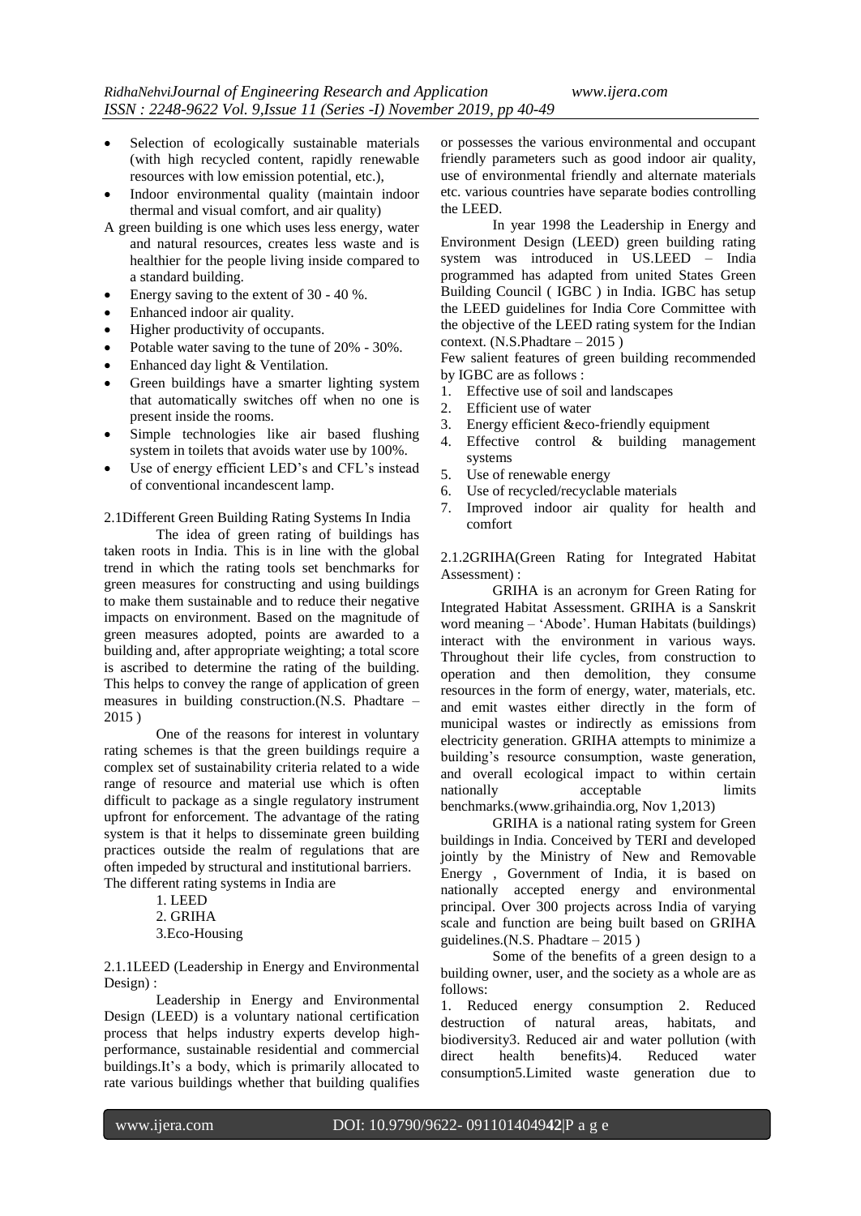- Selection of ecologically sustainable materials (with high recycled content, rapidly renewable resources with low emission potential, etc.),
- Indoor environmental quality (maintain indoor thermal and visual comfort, and air quality)

A green building is one which uses less energy, water and natural resources, creates less waste and is healthier for the people living inside compared to a standard building.

- Energy saving to the extent of 30 - 40 %.
- Enhanced indoor air quality.
- Higher productivity of occupants.
- Potable water saving to the tune of 20% - 30%.
- Enhanced day light & Ventilation.
- Green buildings have a smarter lighting system that automatically switches off when no one is present inside the rooms.
- Simple technologies like air based flushing system in toilets that avoids water use by 100%.
- Use of energy efficient LED's and CFL's instead of conventional incandescent lamp.

### 2.1Different Green Building Rating Systems In India

The idea of green rating of buildings has taken roots in India. This is in line with the global trend in which the rating tools set benchmarks for green measures for constructing and using buildings to make them sustainable and to reduce their negative impacts on environment. Based on the magnitude of green measures adopted, points are awarded to a building and, after appropriate weighting; a total score is ascribed to determine the rating of the building. This helps to convey the range of application of green measures in building construction.(N.S. Phadtare – 2015 )

One of the reasons for interest in voluntary rating schemes is that the green buildings require a complex set of sustainability criteria related to a wide range of resource and material use which is often difficult to package as a single regulatory instrument upfront for enforcement. The advantage of the rating system is that it helps to disseminate green building practices outside the realm of regulations that are often impeded by structural and institutional barriers. The different rating systems in India are

1. LEED
2. GRIHA
3.Eco-Housing

#### 2.1.1LEED (Leadership in Energy and Environmental Design) :

Leadership in Energy and Environmental Design (LEED) is a voluntary national certification process that helps industry experts develop high-performance, sustainable residential and commercial buildings.It's a body, which is primarily allocated to rate various buildings whether that building qualifies or possesses the various environmental and occupant friendly parameters such as good indoor air quality, use of environmental friendly and alternate materials etc. various countries have separate bodies controlling the LEED.

In year 1998 the Leadership in Energy and Environment Design (LEED) green building rating system was introduced in US.LEED – India programmed has adapted from united States Green Building Council ( IGBC ) in India. IGBC has setup the LEED guidelines for India Core Committee with the objective of the LEED rating system for the Indian context. (N.S.Phadtare – 2015 )

Few salient features of green building recommended by IGBC are as follows :

1. Effective use of soil and landscapes
2. Efficient use of water
3. Energy efficient &eco-friendly equipment
4. Effective control & building management systems
5. Use of renewable energy
6. Use of recycled/recyclable materials
7. Improved indoor air quality for health and comfort

#### 2.1.2GRIHA(Green Rating for Integrated Habitat Assessment) :

GRIHA is an acronym for Green Rating for Integrated Habitat Assessment. GRIHA is a Sanskrit word meaning – 'Abode'. Human Habitats (buildings) interact with the environment in various ways. Throughout their life cycles, from construction to operation and then demolition, they consume resources in the form of energy, water, materials, etc. and emit wastes either directly in the form of municipal wastes or indirectly as emissions from electricity generation. GRIHA attempts to minimize a building's resource consumption, waste generation, and overall ecological impact to within certain nationally acceptable limits benchmarks.(www.grihaindia.org, Nov 1,2013)

GRIHA is a national rating system for Green buildings in India. Conceived by TERI and developed jointly by the Ministry of New and Removable Energy , Government of India, it is based on nationally accepted energy and environmental principal. Over 300 projects across India of varying scale and function are being built based on GRIHA guidelines.(N.S. Phadtare – 2015 )

Some of the benefits of a green design to a building owner, user, and the society as a whole are as follows:

1. Reduced energy consumption 2. Reduced destruction of natural areas, habitats, and biodiversity3. Reduced air and water pollution (with direct health benefits)4. Reduced water consumption5.Limited waste generation due to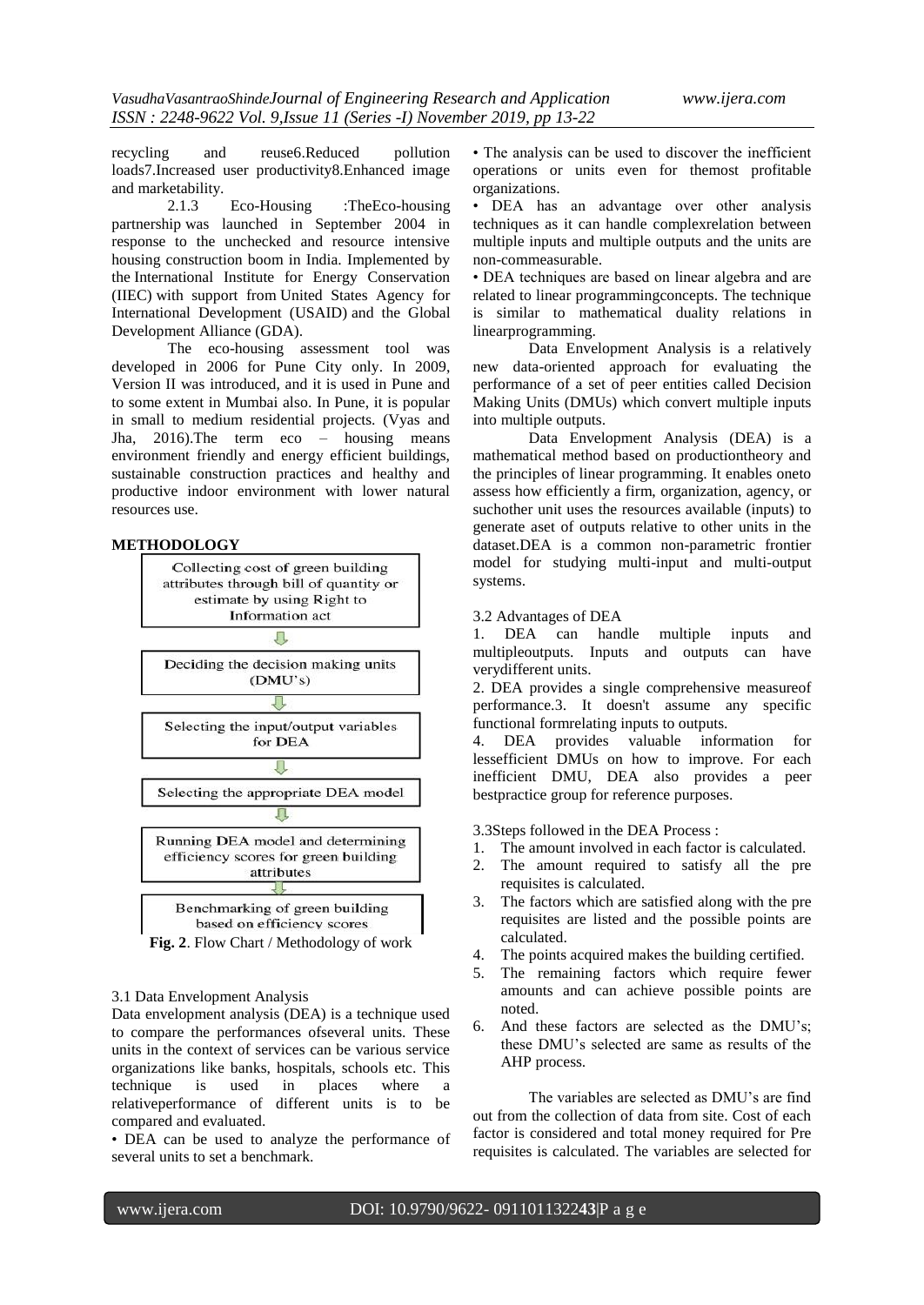recycling and reuse6.Reduced pollution loads7.Increased user productivity8.Enhanced image and marketability.

2.1.3 Eco-Housing :TheEco-housing partnership was launched in September 2004 in response to the unchecked and resource intensive housing construction boom in India. Implemented by the International Institute for Energy Conservation (IIEC) with support from United States Agency for International Development (USAID) and the Global Development Alliance (GDA).

The eco-housing assessment tool was developed in 2006 for Pune City only. In 2009, Version II was introduced, and it is used in Pune and to some extent in Mumbai also. In Pune, it is popular in small to medium residential projects. (Vyas and Jha, 2016).The term eco – housing means environment friendly and energy efficient buildings, sustainable construction practices and healthy and productive indoor environment with lower natural resources use.

**METHODOLOGY**

Collecting cost of green building attributes through bill of quantity or estimate by using Right to Information act

⇩

Deciding the decision making units (DMU's)

⇩

Selecting the input/output variables for DEA

⇩

Selecting the appropriate DEA model

⇩

Running DEA model and determining efficiency scores for green building attributes

⇩

Benchmarking of green building based on efficiency scores

**Fig. 2**. Flow Chart / Methodology of work

3.1 Data Envelopment Analysis

Data envelopment analysis (DEA) is a technique used to compare the performances ofseveral units. These units in the context of services can be various service organizations like banks, hospitals, schools etc. This technique is used in places where a relativeperformance of different units is to be compared and evaluated.

• DEA can be used to analyze the performance of several units to set a benchmark.

• The analysis can be used to discover the inefficient operations or units even for themost profitable organizations.

• DEA has an advantage over other analysis techniques as it can handle complexrelation between multiple inputs and multiple outputs and the units are non-commeasurable.

• DEA techniques are based on linear algebra and are related to linear programmingconcepts. The technique is similar to mathematical duality relations in linearprogramming.

Data Envelopment Analysis is a relatively new data-oriented approach for evaluating the performance of a set of peer entities called Decision Making Units (DMUs) which convert multiple inputs into multiple outputs.

Data Envelopment Analysis (DEA) is a mathematical method based on productiontheory and the principles of linear programming. It enables oneto assess how efficiently a firm, organization, agency, or suchother unit uses the resources available (inputs) to generate aset of outputs relative to other units in the dataset.DEA is a common non-parametric frontier model for studying multi-input and multi-output systems.

3.2 Advantages of DEA

1. DEA can handle multiple inputs and multipleoutputs. Inputs and outputs can have verydifferent units.
2. DEA provides a single comprehensive measureof performance.3. It doesn't assume any specific functional formrelating inputs to outputs.
4. DEA provides valuable information for lessefficient DMUs on how to improve. For each inefficient DMU, DEA also provides a peer bestpractice group for reference purposes.

3.3Steps followed in the DEA Process :

1. The amount involved in each factor is calculated.
2. The amount required to satisfy all the pre requisites is calculated.
3. The factors which are satisfied along with the pre requisites are listed and the possible points are calculated.
4. The points acquired makes the building certified.
5. The remaining factors which require fewer amounts and can achieve possible points are noted.
6. And these factors are selected as the DMU's; these DMU's selected are same as results of the AHP process.

The variables are selected as DMU's are find out from the collection of data from site. Cost of each factor is considered and total money required for Pre requisites is calculated. The variables are selected for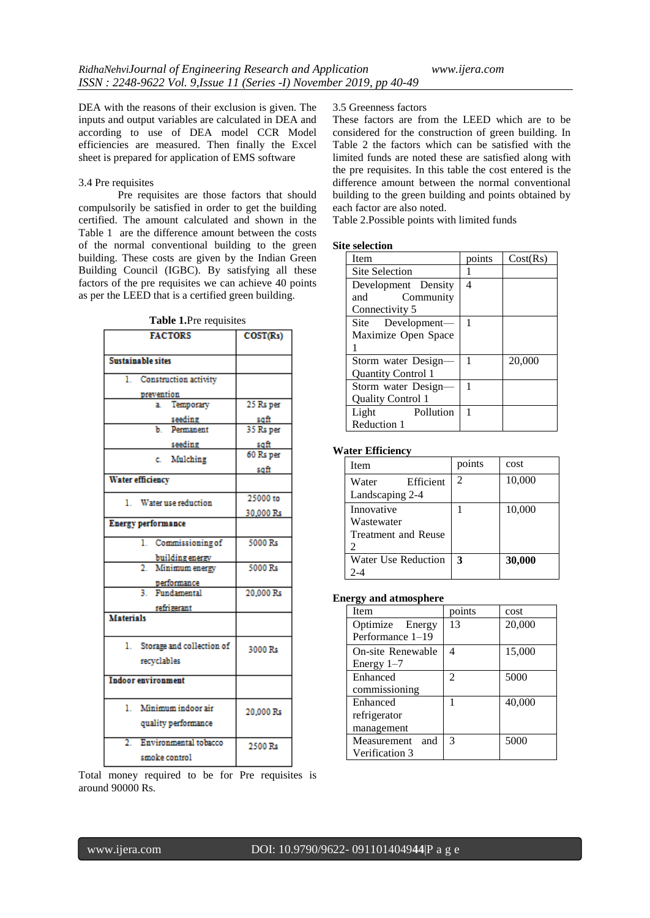DEA with the reasons of their exclusion is given. The inputs and output variables are calculated in DEA and according to use of DEA model CCR Model efficiencies are measured. Then finally the Excel sheet is prepared for application of EMS software

3.4 Pre requisites

Pre requisites are those factors that should compulsorily be satisfied in order to get the building certified. The amount calculated and shown in the Table 1 are the difference amount between the costs of the normal conventional building to the green building. These costs are given by the Indian Green Building Council (IGBC). By satisfying all these factors of the pre requisites we can achieve 40 points as per the LEED that is a certified green building.

**Table 1.**Pre requisites

| FACTORS | COST(Rs) |
|---|---|
| **Sustainable sites** | |
| 1. Construction activity prevention | |
| a. Temporary seeding | 25 Rs per sqft |
| b. Permanent seeding | 35 Rs per sqft |
| c. Mulching | 60 Rs per sqft |
| **Water efficiency** | |
| 1. Water use reduction | 25000 to 30,000 Rs |
| **Energy performance** | |
| 1. Commissioning of building energy | 5000 Rs |
| 2. Minimum energy performance | 5000 Rs |
| 3. Fundamental refrigerant | 20,000 Rs |
| **Materials** | |
| 1. Storage and collection of recyclables | 3000 Rs |
| **Indoor environment** | |
| 1. Minimum indoor air quality performance | 20,000 Rs |
| 2. Environmental tobacco smoke control | 2500 Rs |

Total money required to be for Pre requisites is around 90000 Rs.

3.5 Greenness factors

These factors are from the LEED which are to be considered for the construction of green building. In Table 2 the factors which can be satisfied with the limited funds are noted these are satisfied along with the pre requisites. In this table the cost entered is the difference amount between the normal conventional building to the green building and points obtained by each factor are also noted.

Table 2.Possible points with limited funds

**Site selection**

| Item | points | Cost(Rs) |
|---|---|---|
| Site Selection | 1 | |
| Development Density and Community Connectivity 5 | 4 | |
| Site Development—Maximize Open Space 1 | 1 | |
| Storm water Design—Quantity Control 1 | 1 | 20,000 |
| Storm water Design—Quality Control 1 | 1 | |
| Light Pollution Reduction 1 | 1 | |

**Water Efficiency**

| Item | points | cost |
|---|---|---|
| Water Efficient Landscaping 2-4 | 2 | 10,000 |
| Innovative Wastewater Treatment and Reuse 2 | 1 | 10,000 |
| Water Use Reduction 2-4 | **3** | **30,000** |

**Energy and atmosphere**

| Item | points | cost |
|---|---|---|
| Optimize Energy Performance 1–19 | 13 | 20,000 |
| On-site Renewable Energy 1–7 | 4 | 15,000 |
| Enhanced commissioning | 2 | 5000 |
| Enhanced refrigerator management | 1 | 40,000 |
| Measurement and Verification 3 | 3 | 5000 |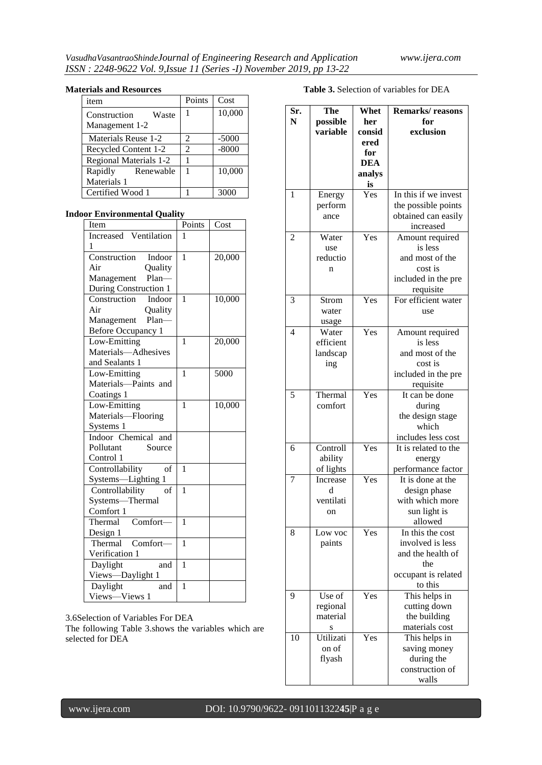**Materials and Resources**

| item | Points | Cost |
|---|---|---|
| Construction Waste Management 1-2 | 1 | 10,000 |
| Materials Reuse 1-2 | 2 | -5000 |
| Recycled Content 1-2 | 2 | -8000 |
| Regional Materials 1-2 | 1 | |
| Rapidly Renewable Materials 1 | 1 | 10,000 |
| Certified Wood 1 | 1 | 3000 |

**Indoor Environmental Quality**

| Item | Points | Cost |
|---|---|---|
| Increased Ventilation 1 | 1 | |
| Construction Indoor Air Quality Management Plan—During Construction 1 | 1 | 20,000 |
| Construction Indoor Air Quality Management Plan—Before Occupancy 1 | 1 | 10,000 |
| Low-Emitting Materials—Adhesives and Sealants 1 | 1 | 20,000 |
| Low-Emitting Materials—Paints and Coatings 1 | 1 | 5000 |
| Low-Emitting Materials—Flooring Systems 1 | 1 | 10,000 |
| Indoor Chemical and Pollutant Source Control 1 | | |
| Controllability of Systems—Lighting 1 | 1 | |
| Controllability of Systems—Thermal Comfort 1 | 1 | |
| Thermal Comfort—Design 1 | 1 | |
| Thermal Comfort—Verification 1 | 1 | |
| Daylight and Views—Daylight 1 | 1 | |
| Daylight and Views—Views 1 | 1 | |

3.6Selection of Variables For DEA

The following Table 3.shows the variables which are selected for DEA

**Table 3.** Selection of variables for DEA

| Sr. N | The possible variable | Whether considered for DEA analysis | Remarks/ reasons for exclusion |
|---|---|---|---|
| 1 | Energy performance | Yes | In this if we invest the possible points obtained can easily increased |
| 2 | Water use reduction | Yes | Amount required is less and most of the cost is included in the pre requisite |
| 3 | Strom water usage | Yes | For efficient water use |
| 4 | Water efficient landscaping | Yes | Amount required is less and most of the cost is included in the pre requisite |
| 5 | Thermal comfort | Yes | It can be done during the design stage which includes less cost |
| 6 | Controllability of lights | Yes | It is related to the energy performance factor |
| 7 | Increased ventilation | Yes | It is done at the design phase with which more sun light is allowed |
| 8 | Low voc paints | Yes | In this the cost involved is less and the health of the occupant is related to this |
| 9 | Use of regional materials | Yes | This helps in cutting down the building materials cost |
| 10 | Utilization of flyash | Yes | This helps in saving money during the construction of walls |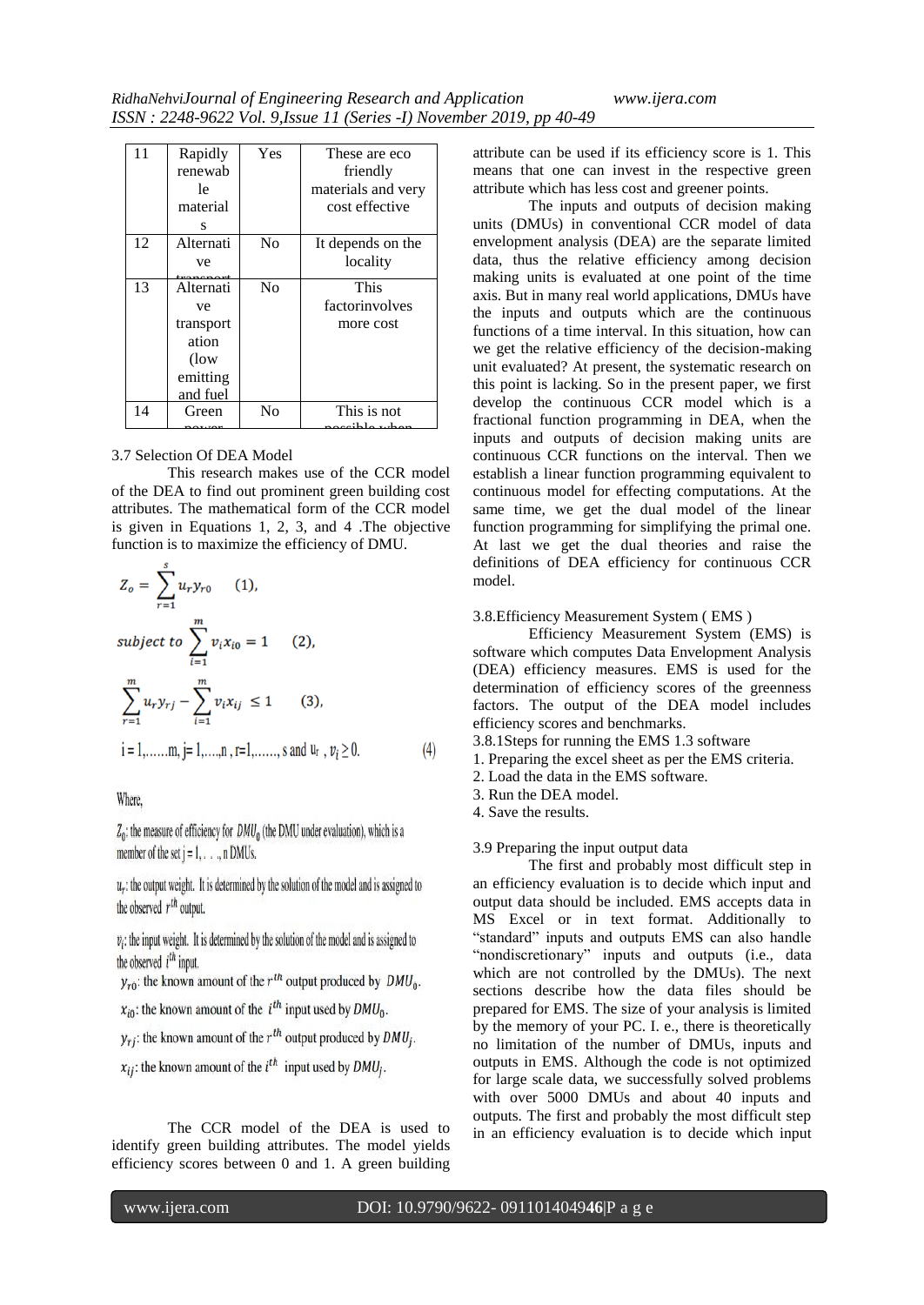| | | | |
|---|---|---|---|
| 11 | Rapidly renewable materials | Yes | These are eco friendly materials and very cost effective |
| 12 | Alternative transport | No | It depends on the locality |
| 13 | Alternative transportation (low emitting and fuel | No | This factorinvolves more cost |
| 14 | Green power | No | This is not possible when |

3.7 Selection Of DEA Model

This research makes use of the CCR model of the DEA to find out prominent green building cost attributes. The mathematical form of the CCR model is given in Equations 1, 2, 3, and 4 .The objective function is to maximize the efficiency of DMU.

$$Z_o = \sum_{r=1}^{s} u_r y_{r0} \quad (1),$$

$$subject\ to \sum_{i=1}^{m} v_i x_{i0} = 1 \quad (2),$$

$$\sum_{r=1}^{m} u_r y_{rj} - \sum_{i=1}^{m} v_i x_{ij} \leq 1 \quad (3),$$

$$i = 1,\ldots\ldots m,\ j = 1,\ldots.,n\ ,\ r=1,\ldots\ldots,\ s \text{ and } u_r\ ,\ v_i \geq 0. \quad (4)$$

Where,

$Z_0$: the measure of efficiency for $DMU_0$ (the DMU under evaluation), which is a member of the set j = 1, . . ., n DMUs.

$u_r$: the output weight. It is determined by the solution of the model and is assigned to the observed $r^{th}$ output.

$v_i$: the input weight. It is determined by the solution of the model and is assigned to the observed $i^{th}$ input.

$y_{r0}$: the known amount of the $r^{th}$ output produced by $DMU_0$.

$x_{i0}$: the known amount of the $i^{th}$ input used by $DMU_0$.

$y_{rj}$: the known amount of the $r^{th}$ output produced by $DMU_j$.

$x_{ij}$: the known amount of the $i^{th}$ input used by $DMU_j$.

The CCR model of the DEA is used to identify green building attributes. The model yields efficiency scores between 0 and 1. A green building attribute can be used if its efficiency score is 1. This means that one can invest in the respective green attribute which has less cost and greener points.

The inputs and outputs of decision making units (DMUs) in conventional CCR model of data envelopment analysis (DEA) are the separate limited data, thus the relative efficiency among decision making units is evaluated at one point of the time axis. But in many real world applications, DMUs have the inputs and outputs which are the continuous functions of a time interval. In this situation, how can we get the relative efficiency of the decision-making unit evaluated? At present, the systematic research on this point is lacking. So in the present paper, we first develop the continuous CCR model which is a fractional function programming in DEA, when the inputs and outputs of decision making units are continuous CCR functions on the interval. Then we establish a linear function programming equivalent to continuous model for effecting computations. At the same time, we get the dual model of the linear function programming for simplifying the primal one. At last we get the dual theories and raise the definitions of DEA efficiency for continuous CCR model.

3.8.Efficiency Measurement System ( EMS )

Efficiency Measurement System (EMS) is software which computes Data Envelopment Analysis (DEA) efficiency measures. EMS is used for the determination of efficiency scores of the greenness factors. The output of the DEA model includes efficiency scores and benchmarks.

3.8.1Steps for running the EMS 1.3 software

1. Preparing the excel sheet as per the EMS criteria.
2. Load the data in the EMS software.
3. Run the DEA model.
4. Save the results.

3.9 Preparing the input output data

The first and probably most difficult step in an efficiency evaluation is to decide which input and output data should be included. EMS accepts data in MS Excel or in text format. Additionally to "standard" inputs and outputs EMS can also handle "nondiscretionary" inputs and outputs (i.e., data which are not controlled by the DMUs). The next sections describe how the data files should be prepared for EMS. The size of your analysis is limited by the memory of your PC. I. e., there is theoretically no limitation of the number of DMUs, inputs and outputs in EMS. Although the code is not optimized for large scale data, we successfully solved problems with over 5000 DMUs and about 40 inputs and outputs. The first and probably the most difficult step in an efficiency evaluation is to decide which input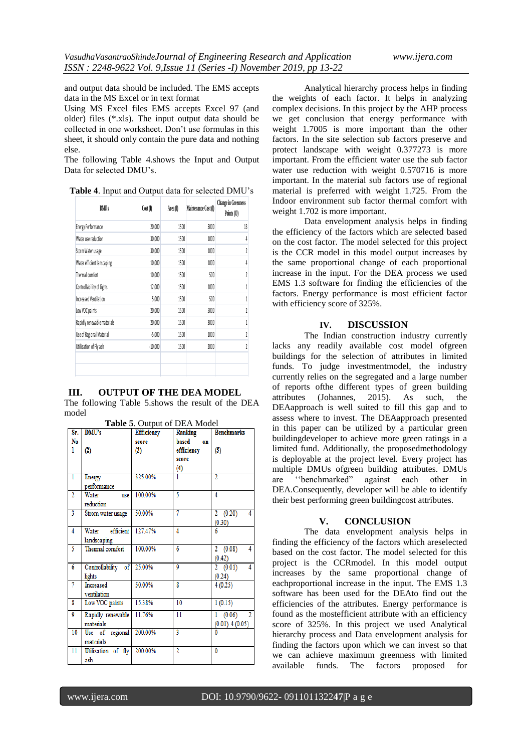and output data should be included. The EMS accepts data in the MS Excel or in text format

Using MS Excel files EMS accepts Excel 97 (and older) files (*.xls). The input output data should be collected in one worksheet. Don't use formulas in this sheet, it should only contain the pure data and nothing else.

The following Table 4.shows the Input and Output Data for selected DMU's.

**Table 4**. Input and Output data for selected DMU's

| DMUs | Cost (I) | Area (I) | Maintenance Cost (I) | Change in Greenness Points (O) |
|---|---|---|---|---|
| Energy Performance | 20,000 | 1500 | 5000 | 13 |
| Water use reduction | 30,000 | 1500 | 1000 | 4 |
| Storm Water usage | 30,000 | 1500 | 1000 | 2 |
| Water efficient lanscaping | 10,000 | 1500 | 1000 | 4 |
| Thermal comfort | 10,000 | 1500 | 500 | 2 |
| Controllability of lights | 12,000 | 1500 | 1000 | 1 |
| Increased Ventilation | 5,000 | 1500 | 500 | 1 |
| Low VOC paints | 20,000 | 1500 | 5000 | 2 |
| Rapidly renewable materials | 20,000 | 1500 | 3000 | 1 |
| Use of Regional Material | -5,000 | 1500 | 1000 | 2 |
| Utilisation of Fly ash | -10,000 | 1500 | 2000 | 2 |
| | | | | |
| | | | | |

## III. OUTPUT OF THE DEA MODEL

The following Table 5.shows the result of the DEA model

**Table 5**. Output of DEA Model

| Sr. No (1) | DMU's (2) | Efficiency score (3) | Ranking based on efficiency score (4) | Benchmarks (5) |
|---|---|---|---|---|
| 1 | Energy performance | 325.00% | 1 | 2 |
| 2 | Water use reduction | 100.00% | 5 | 4 |
| 3 | Strom water usage | 50.00% | 7 | 2 (0.20) 4 (0.30) |
| 4 | Water efficient landscaping | 127.47% | 4 | 6 |
| 5 | Thermal comfort | 100.00% | 6 | 2 (0.08) 4 (0.42) |
| 6 | Controllability of lights | 25.00% | 9 | 2 (0.01) 4 (0.24) |
| 7 | Increased ventilation | 50.00% | 8 | 4 (0.25) |
| 8 | Low VOC paints | 15.38% | 10 | 1 (0.15) |
| 9 | Rapidly renewable materials | 11.76% | 11 | 1 (0.06) 2 (0.01) 4 (0.05) |
| 10 | Use of regional materials | 200.00% | 3 | 0 |
| 11 | Utilization of fly ash | 200.00% | 2 | 0 |

Analytical hierarchy process helps in finding the weights of each factor. It helps in analyzing complex decisions. In this project by the AHP process we get conclusion that energy performance with weight 1.7005 is more important than the other factors. In the site selection sub factors preserve and protect landscape with weight 0.377273 is more important. From the efficient water use the sub factor water use reduction with weight 0.570716 is more important. In the material sub factors use of regional material is preferred with weight 1.725. From the Indoor environment sub factor thermal comfort with weight 1.702 is more important.

Data envelopment analysis helps in finding the efficiency of the factors which are selected based on the cost factor. The model selected for this project is the CCR model in this model output increases by the same proportional change of each proportional increase in the input. For the DEA process we used EMS 1.3 software for finding the efficiencies of the factors. Energy performance is most efficient factor with efficiency score of 325%.

## IV. DISCUSSION

The Indian construction industry currently lacks any readily available cost model ofgreen buildings for the selection of attributes in limited funds. To judge investmentmodel, the industry currently relies on the segregated and a large number of reports ofthe different types of green building attributes (Johannes, 2015). As such, the DEAapproach is well suited to fill this gap and to assess where to invest. The DEAapproach presented in this paper can be utilized by a particular green buildingdeveloper to achieve more green ratings in a limited fund. Additionally, the proposedmethodology is deployable at the project level. Every project has multiple DMUs ofgreen building attributes. DMUs are ''benchmarked" against each other in DEA.Consequently, developer will be able to identify their best performing green buildingcost attributes.

## V. CONCLUSION

The data envelopment analysis helps in finding the efficiency of the factors which areselected based on the cost factor. The model selected for this project is the CCRmodel. In this model output increases by the same proportional change of eachproportional increase in the input. The EMS 1.3 software has been used for the DEAto find out the efficiencies of the attributes. Energy performance is found as the mostefficient attribute with an efficiency score of 325%. In this project we used Analytical hierarchy process and Data envelopment analysis for finding the factors upon which we can invest so that we can achieve maximum greenness with limited available funds. The factors proposed for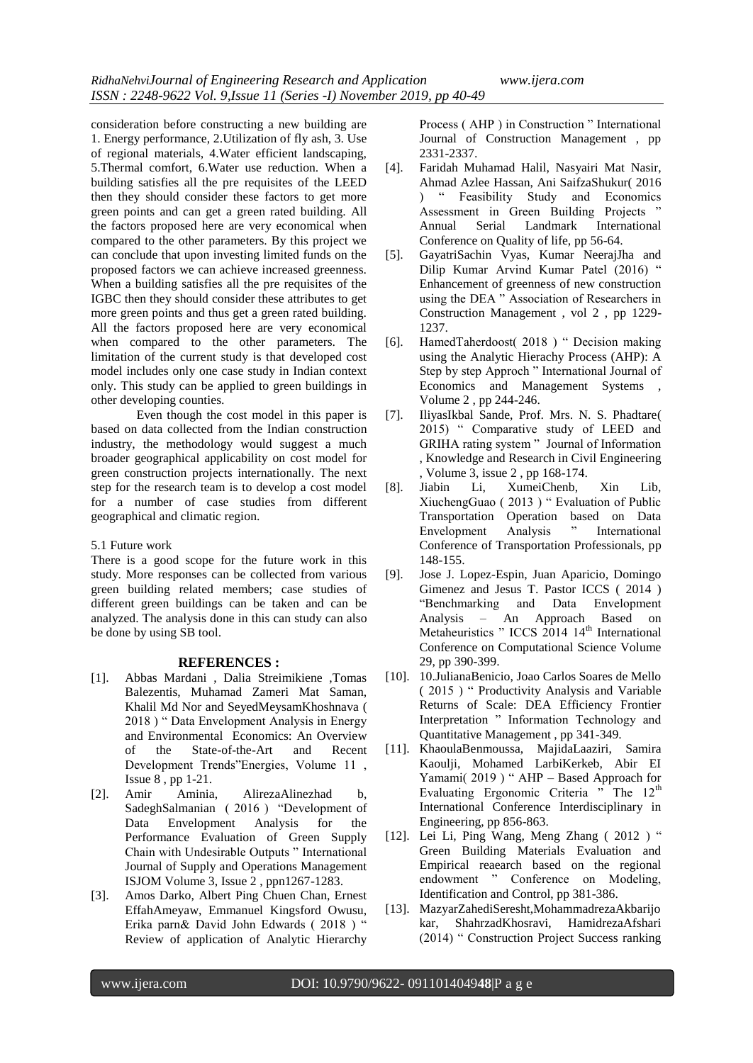consideration before constructing a new building are 1. Energy performance, 2.Utilization of fly ash, 3. Use of regional materials, 4.Water efficient landscaping, 5.Thermal comfort, 6.Water use reduction. When a building satisfies all the pre requisites of the LEED then they should consider these factors to get more green points and can get a green rated building. All the factors proposed here are very economical when compared to the other parameters. By this project we can conclude that upon investing limited funds on the proposed factors we can achieve increased greenness. When a building satisfies all the pre requisites of the IGBC then they should consider these attributes to get more green points and thus get a green rated building. All the factors proposed here are very economical when compared to the other parameters. The limitation of the current study is that developed cost model includes only one case study in Indian context only. This study can be applied to green buildings in other developing counties.

Even though the cost model in this paper is based on data collected from the Indian construction industry, the methodology would suggest a much broader geographical applicability on cost model for green construction projects internationally. The next step for the research team is to develop a cost model for a number of case studies from different geographical and climatic region.

### 5.1 Future work

There is a good scope for the future work in this study. More responses can be collected from various green building related members; case studies of different green buildings can be taken and can be analyzed. The analysis done in this can study can also be done by using SB tool.

## REFERENCES :

[1]. Abbas Mardani , Dalia Streimikiene ,Tomas Balezentis, Muhamad Zameri Mat Saman, Khalil Md Nor and SeyedMeysamKhoshnava ( 2018 ) " Data Envelopment Analysis in Energy and Environmental Economics: An Overview of the State-of-the-Art and Recent Development Trends"Energies, Volume 11 , Issue 8 , pp 1-21.

[2]. Amir Aminia, AlirezaAlinezhad b, SadeghSalmanian ( 2016 ) "Development of Data Envelopment Analysis for the Performance Evaluation of Green Supply Chain with Undesirable Outputs " International Journal of Supply and Operations Management ISJOM Volume 3, Issue 2 , ppn1267-1283.

[3]. Amos Darko, Albert Ping Chuen Chan, Ernest EffahAmeyaw, Emmanuel Kingsford Owusu, Erika parn& David John Edwards ( 2018 ) " Review of application of Analytic Hierarchy Process ( AHP ) in Construction " International Journal of Construction Management , pp 2331-2337.

[4]. Faridah Muhamad Halil, Nasyairi Mat Nasir, Ahmad Azlee Hassan, Ani SaifzaShukur( 2016 ) " Feasibility Study and Economics Assessment in Green Building Projects " Annual Serial Landmark International Conference on Quality of life, pp 56-64.

[5]. GayatriSachin Vyas, Kumar NeerajJha and Dilip Kumar Arvind Kumar Patel (2016) " Enhancement of greenness of new construction using the DEA " Association of Researchers in Construction Management , vol 2 , pp 1229-1237.

[6]. HamedTaherdoost( 2018 ) " Decision making using the Analytic Hierachy Process (AHP): A Step by step Approch " International Journal of Economics and Management Systems , Volume 2 , pp 244-246.

[7]. IliyasIkbal Sande, Prof. Mrs. N. S. Phadtare( 2015) " Comparative study of LEED and GRIHA rating system " Journal of Information , Knowledge and Research in Civil Engineering , Volume 3, issue 2 , pp 168-174.

[8]. Jiabin Li, XumeiChenb, Xin Lib, XiuchengGuao ( 2013 ) " Evaluation of Public Transportation Operation based on Data Envelopment Analysis " International Conference of Transportation Professionals, pp 148-155.

[9]. Jose J. Lopez-Espin, Juan Aparicio, Domingo Gimenez and Jesus T. Pastor ICCS ( 2014 ) "Benchmarking and Data Envelopment Analysis – An Approach Based on Metaheuristics " ICCS 2014 14th International Conference on Computational Science Volume 29, pp 390-399.

[10]. 10.JulianaBenicio, Joao Carlos Soares de Mello ( 2015 ) " Productivity Analysis and Variable Returns of Scale: DEA Efficiency Frontier Interpretation " Information Technology and Quantitative Management , pp 341-349.

[11]. KhaoulaBenmoussa, MajidaLaaziri, Samira Kaoulji, Mohamed LarbiKerkeb, Abir EI Yamami( 2019 ) " AHP – Based Approach for Evaluating Ergonomic Criteria " The 12th International Conference Interdisciplinary in Engineering, pp 856-863.

[12]. Lei Li, Ping Wang, Meng Zhang ( 2012 ) " Green Building Materials Evaluation and Empirical reaearch based on the regional endowment " Conference on Modeling, Identification and Control, pp 381-386.

[13]. MazyarZahediSeresht,MohammadrezaAkbarijokar, ShahrzadKhosravi, HamidrezaAfshari (2014) " Construction Project Success ranking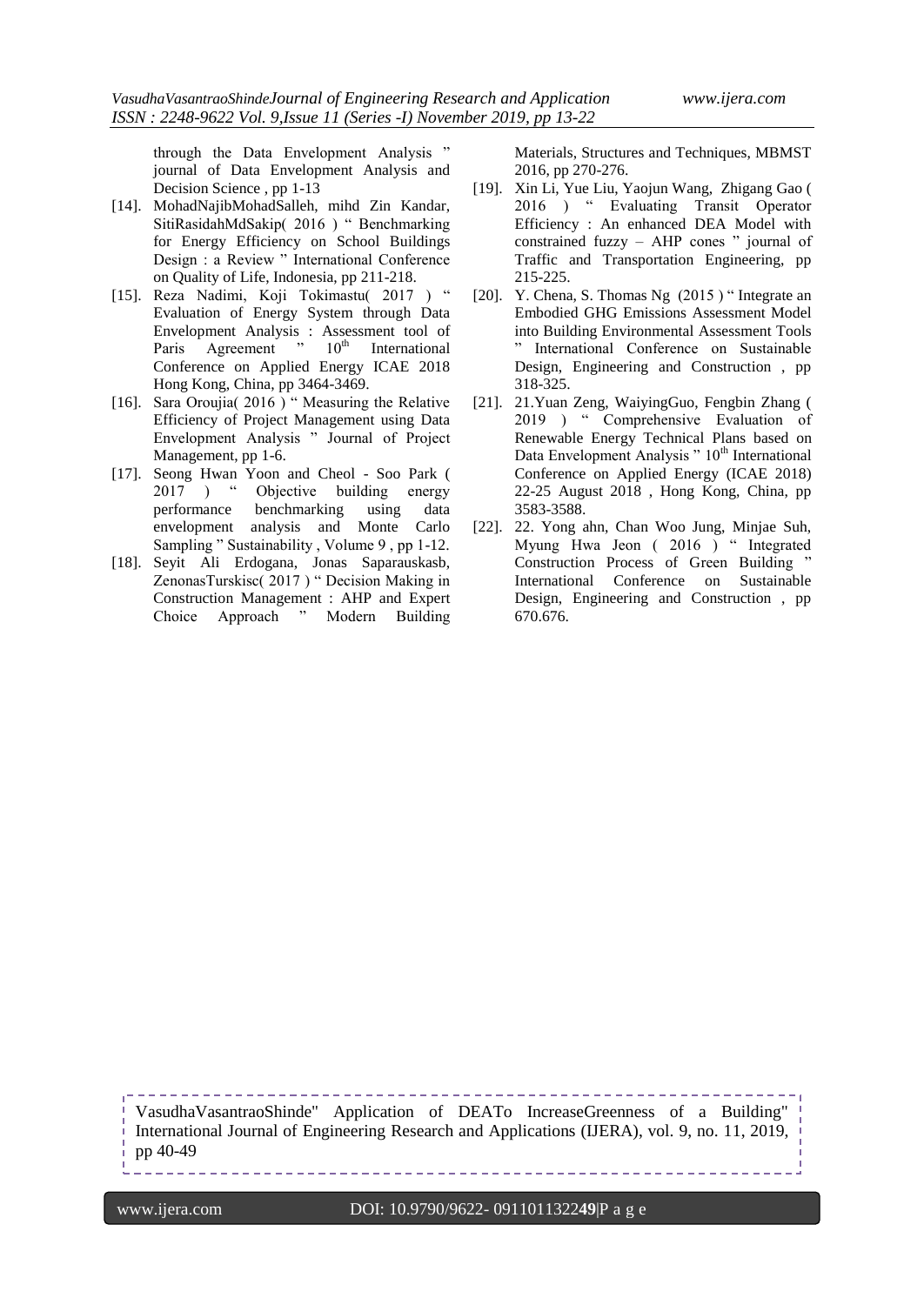through the Data Envelopment Analysis " journal of Data Envelopment Analysis and Decision Science , pp 1-13

[14]. MohadNajibMohadSalleh, mihd Zin Kandar, SitiRasidahMdSakip( 2016 ) " Benchmarking for Energy Efficiency on School Buildings Design : a Review " International Conference on Quality of Life, Indonesia, pp 211-218.

[15]. Reza Nadimi, Koji Tokimastu( 2017 ) " Evaluation of Energy System through Data Envelopment Analysis : Assessment tool of Paris Agreement " 10th International Conference on Applied Energy ICAE 2018 Hong Kong, China, pp 3464-3469.

[16]. Sara Oroujia( 2016 ) " Measuring the Relative Efficiency of Project Management using Data Envelopment Analysis " Journal of Project Management, pp 1-6.

[17]. Seong Hwan Yoon and Cheol - Soo Park ( 2017 ) " Objective building energy performance benchmarking using data envelopment analysis and Monte Carlo Sampling " Sustainability , Volume 9 , pp 1-12.

[18]. Seyit Ali Erdogana, Jonas Saparauskasb, ZenonasTurskisc( 2017 ) " Decision Making in Construction Management : AHP and Expert Choice Approach " Modern Building Materials, Structures and Techniques, MBMST 2016, pp 270-276.

[19]. Xin Li, Yue Liu, Yaojun Wang, Zhigang Gao ( 2016 ) " Evaluating Transit Operator Efficiency : An enhanced DEA Model with constrained fuzzy – AHP cones " journal of Traffic and Transportation Engineering, pp 215-225.

[20]. Y. Chena, S. Thomas Ng (2015 ) " Integrate an Embodied GHG Emissions Assessment Model into Building Environmental Assessment Tools " International Conference on Sustainable Design, Engineering and Construction , pp 318-325.

[21]. 21.Yuan Zeng, WaiyingGuo, Fengbin Zhang ( 2019 ) " Comprehensive Evaluation of Renewable Energy Technical Plans based on Data Envelopment Analysis " 10th International Conference on Applied Energy (ICAE 2018) 22-25 August 2018 , Hong Kong, China, pp 3583-3588.

[22]. 22. Yong ahn, Chan Woo Jung, Minjae Suh, Myung Hwa Jeon ( 2016 ) " Integrated Construction Process of Green Building " International Conference on Sustainable Design, Engineering and Construction , pp 670.676.

VasudhaVasantraoShinde" Application of DEATo IncreaseGreenness of a Building" International Journal of Engineering Research and Applications (IJERA), vol. 9, no. 11, 2019, pp 40-49